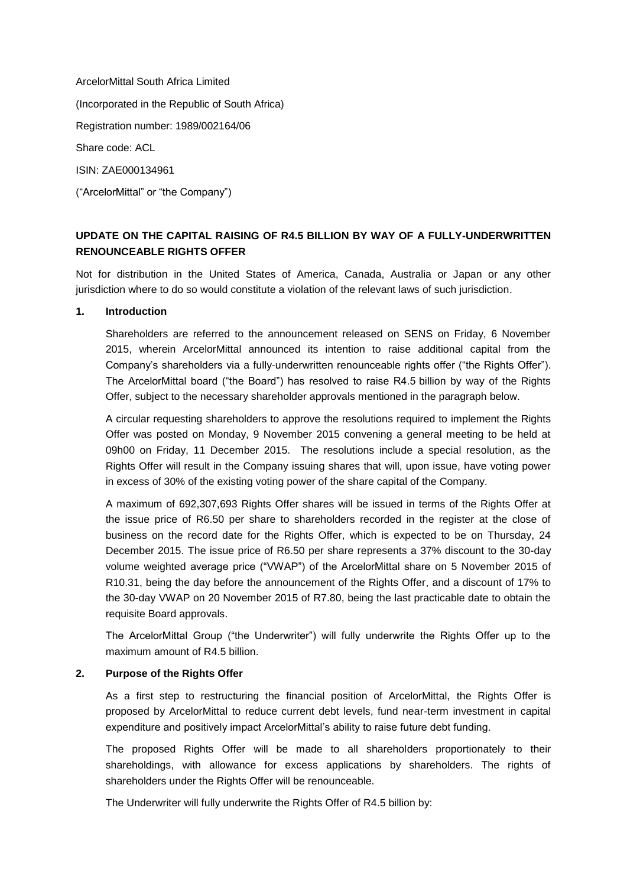ArcelorMittal South Africa Limited

(Incorporated in the Republic of South Africa)

Registration number: 1989/002164/06

Share code: ACL

ISIN: ZAE000134961

("ArcelorMittal" or "the Company")

**UPDATE ON THE CAPITAL RAISING OF R4.5 BILLION BY WAY OF A FULLY-UNDERWRITTEN RENOUNCEABLE RIGHTS OFFER**

Not for distribution in the United States of America, Canada, Australia or Japan or any other jurisdiction where to do so would constitute a violation of the relevant laws of such jurisdiction.

## 1. Introduction

Shareholders are referred to the announcement released on SENS on Friday, 6 November 2015, wherein ArcelorMittal announced its intention to raise additional capital from the Company's shareholders via a fully-underwritten renounceable rights offer ("the Rights Offer"). The ArcelorMittal board ("the Board") has resolved to raise R4.5 billion by way of the Rights Offer, subject to the necessary shareholder approvals mentioned in the paragraph below.

A circular requesting shareholders to approve the resolutions required to implement the Rights Offer was posted on Monday, 9 November 2015 convening a general meeting to be held at 09h00 on Friday, 11 December 2015. The resolutions include a special resolution, as the Rights Offer will result in the Company issuing shares that will, upon issue, have voting power in excess of 30% of the existing voting power of the share capital of the Company.

A maximum of 692,307,693 Rights Offer shares will be issued in terms of the Rights Offer at the issue price of R6.50 per share to shareholders recorded in the register at the close of business on the record date for the Rights Offer, which is expected to be on Thursday, 24 December 2015. The issue price of R6.50 per share represents a 37% discount to the 30-day volume weighted average price ("VWAP") of the ArcelorMittal share on 5 November 2015 of R10.31, being the day before the announcement of the Rights Offer, and a discount of 17% to the 30-day VWAP on 20 November 2015 of R7.80, being the last practicable date to obtain the requisite Board approvals.

The ArcelorMittal Group ("the Underwriter") will fully underwrite the Rights Offer up to the maximum amount of R4.5 billion.

## 2. Purpose of the Rights Offer

As a first step to restructuring the financial position of ArcelorMittal, the Rights Offer is proposed by ArcelorMittal to reduce current debt levels, fund near-term investment in capital expenditure and positively impact ArcelorMittal's ability to raise future debt funding.

The proposed Rights Offer will be made to all shareholders proportionately to their shareholdings, with allowance for excess applications by shareholders. The rights of shareholders under the Rights Offer will be renounceable.

The Underwriter will fully underwrite the Rights Offer of R4.5 billion by: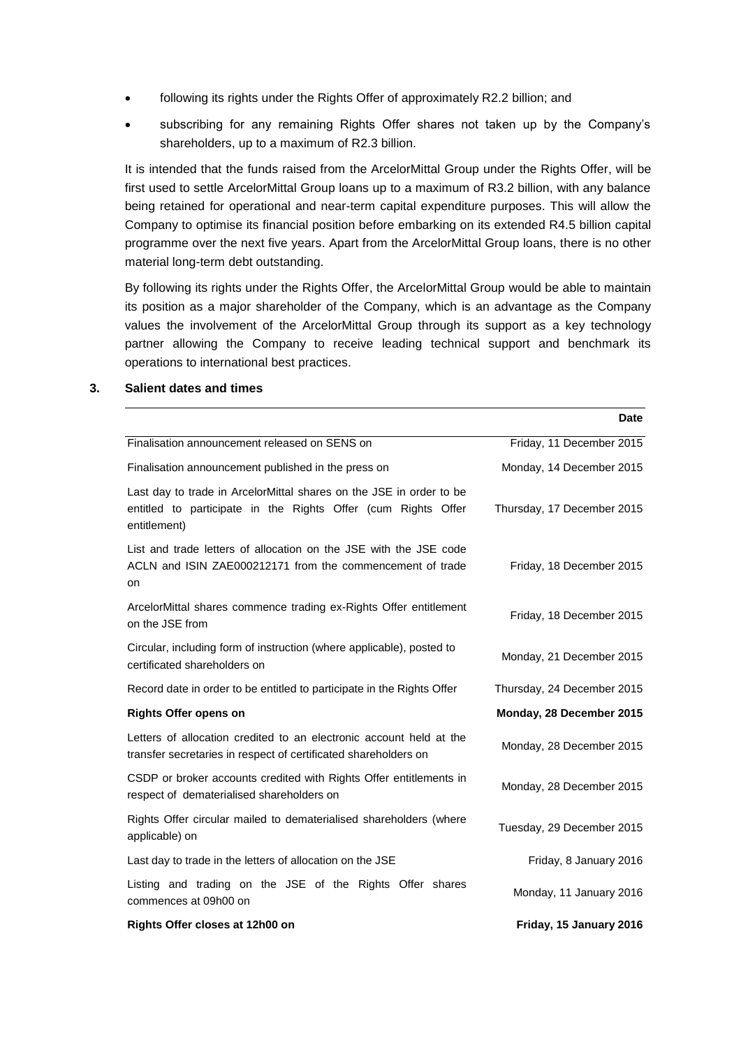- following its rights under the Rights Offer of approximately R2.2 billion; and
- subscribing for any remaining Rights Offer shares not taken up by the Company's shareholders, up to a maximum of R2.3 billion.

It is intended that the funds raised from the ArcelorMittal Group under the Rights Offer, will be first used to settle ArcelorMittal Group loans up to a maximum of R3.2 billion, with any balance being retained for operational and near-term capital expenditure purposes. This will allow the Company to optimise its financial position before embarking on its extended R4.5 billion capital programme over the next five years. Apart from the ArcelorMittal Group loans, there is no other material long-term debt outstanding.

By following its rights under the Rights Offer, the ArcelorMittal Group would be able to maintain its position as a major shareholder of the Company, which is an advantage as the Company values the involvement of the ArcelorMittal Group through its support as a key technology partner allowing the Company to receive leading technical support and benchmark its operations to international best practices.

## 3. Salient dates and times

| | Date |
|---|---|
| Finalisation announcement released on SENS on | Friday, 11 December 2015 |
| Finalisation announcement published in the press on | Monday, 14 December 2015 |
| Last day to trade in ArcelorMittal shares on the JSE in order to be entitled to participate in the Rights Offer (cum Rights Offer entitlement) | Thursday, 17 December 2015 |
| List and trade letters of allocation on the JSE with the JSE code ACLN and ISIN ZAE000212171 from the commencement of trade on | Friday, 18 December 2015 |
| ArcelorMittal shares commence trading ex-Rights Offer entitlement on the JSE from | Friday, 18 December 2015 |
| Circular, including form of instruction (where applicable), posted to certificated shareholders on | Monday, 21 December 2015 |
| Record date in order to be entitled to participate in the Rights Offer | Thursday, 24 December 2015 |
| **Rights Offer opens on** | **Monday, 28 December 2015** |
| Letters of allocation credited to an electronic account held at the transfer secretaries in respect of certificated shareholders on | Monday, 28 December 2015 |
| CSDP or broker accounts credited with Rights Offer entitlements in respect of dematerialised shareholders on | Monday, 28 December 2015 |
| Rights Offer circular mailed to dematerialised shareholders (where applicable) on | Tuesday, 29 December 2015 |
| Last day to trade in the letters of allocation on the JSE | Friday, 8 January 2016 |
| Listing and trading on the JSE of the Rights Offer shares commences at 09h00 on | Monday, 11 January 2016 |
| **Rights Offer closes at 12h00 on** | **Friday, 15 January 2016** |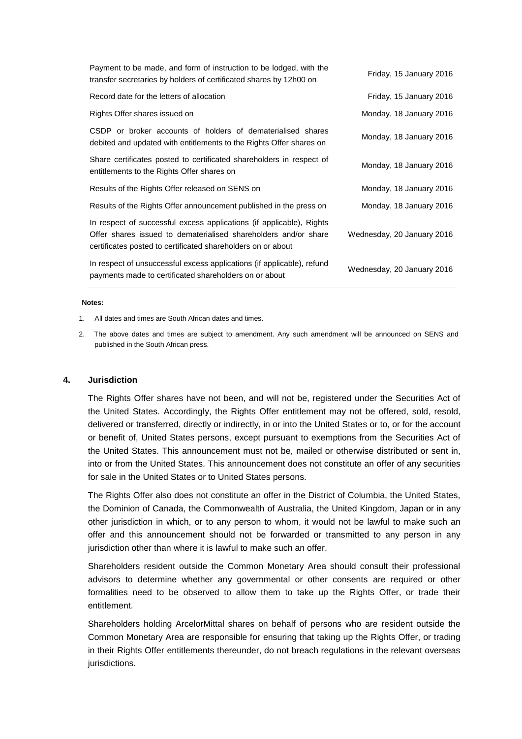| | |
|---|---|
| Payment to be made, and form of instruction to be lodged, with the transfer secretaries by holders of certificated shares by 12h00 on | Friday, 15 January 2016 |
| Record date for the letters of allocation | Friday, 15 January 2016 |
| Rights Offer shares issued on | Monday, 18 January 2016 |
| CSDP or broker accounts of holders of dematerialised shares debited and updated with entitlements to the Rights Offer shares on | Monday, 18 January 2016 |
| Share certificates posted to certificated shareholders in respect of entitlements to the Rights Offer shares on | Monday, 18 January 2016 |
| Results of the Rights Offer released on SENS on | Monday, 18 January 2016 |
| Results of the Rights Offer announcement published in the press on | Monday, 18 January 2016 |
| In respect of successful excess applications (if applicable), Rights Offer shares issued to dematerialised shareholders and/or share certificates posted to certificated shareholders on or about | Wednesday, 20 January 2016 |
| In respect of unsuccessful excess applications (if applicable), refund payments made to certificated shareholders on or about | Wednesday, 20 January 2016 |

**Notes:**

1. All dates and times are South African dates and times.
2. The above dates and times are subject to amendment. Any such amendment will be announced on SENS and published in the South African press.

## 4. Jurisdiction

The Rights Offer shares have not been, and will not be, registered under the Securities Act of the United States. Accordingly, the Rights Offer entitlement may not be offered, sold, resold, delivered or transferred, directly or indirectly, in or into the United States or to, or for the account or benefit of, United States persons, except pursuant to exemptions from the Securities Act of the United States. This announcement must not be, mailed or otherwise distributed or sent in, into or from the United States. This announcement does not constitute an offer of any securities for sale in the United States or to United States persons.

The Rights Offer also does not constitute an offer in the District of Columbia, the United States, the Dominion of Canada, the Commonwealth of Australia, the United Kingdom, Japan or in any other jurisdiction in which, or to any person to whom, it would not be lawful to make such an offer and this announcement should not be forwarded or transmitted to any person in any jurisdiction other than where it is lawful to make such an offer.

Shareholders resident outside the Common Monetary Area should consult their professional advisors to determine whether any governmental or other consents are required or other formalities need to be observed to allow them to take up the Rights Offer, or trade their entitlement.

Shareholders holding ArcelorMittal shares on behalf of persons who are resident outside the Common Monetary Area are responsible for ensuring that taking up the Rights Offer, or trading in their Rights Offer entitlements thereunder, do not breach regulations in the relevant overseas jurisdictions.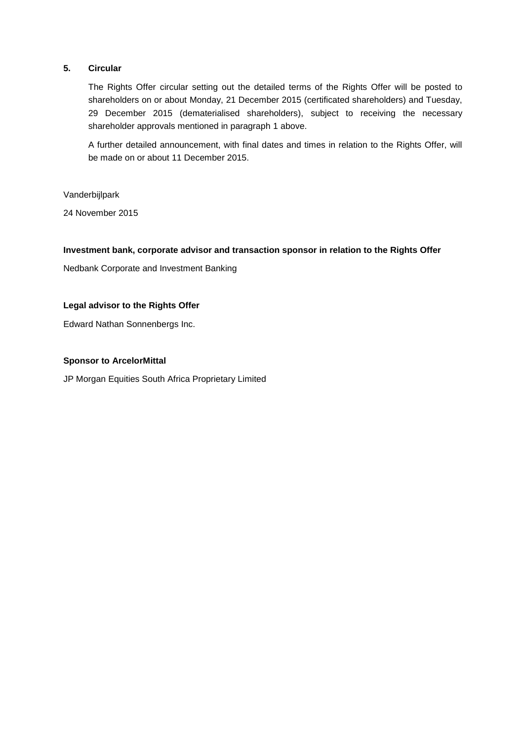## 5. Circular

The Rights Offer circular setting out the detailed terms of the Rights Offer will be posted to shareholders on or about Monday, 21 December 2015 (certificated shareholders) and Tuesday, 29 December 2015 (dematerialised shareholders), subject to receiving the necessary shareholder approvals mentioned in paragraph 1 above.

A further detailed announcement, with final dates and times in relation to the Rights Offer, will be made on or about 11 December 2015.

Vanderbijlpark

24 November 2015

**Investment bank, corporate advisor and transaction sponsor in relation to the Rights Offer**

Nedbank Corporate and Investment Banking

**Legal advisor to the Rights Offer**

Edward Nathan Sonnenbergs Inc.

**Sponsor to ArcelorMittal**

JP Morgan Equities South Africa Proprietary Limited